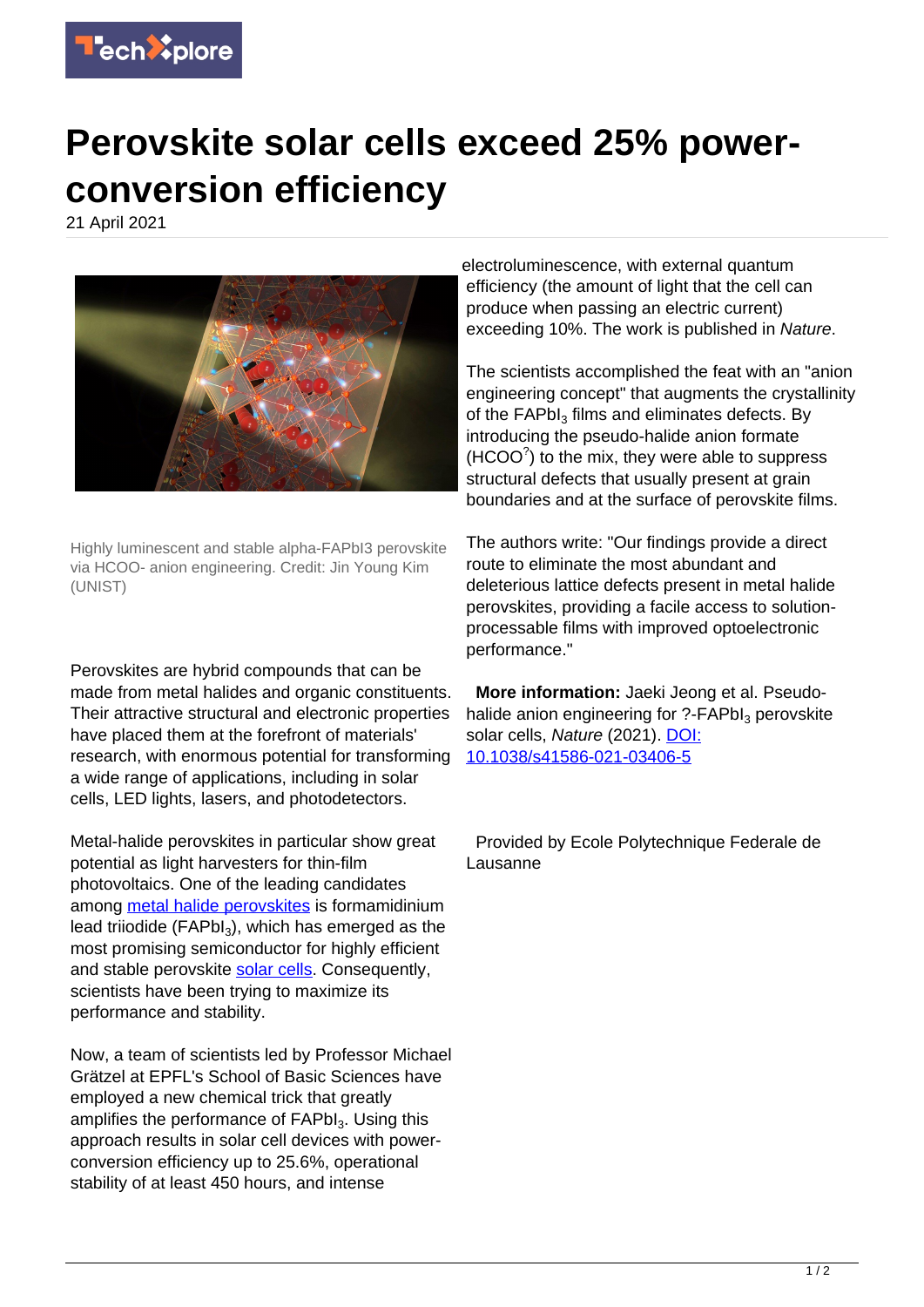# Perovskite solar cells exceed 25% power-conversion efficiency

21 April 2021

Highly luminescent and stable alpha-FAPbI3 perovskite via HCOO- anion engineering. Credit: Jin Young Kim (UNIST)

Perovskites are hybrid compounds that can be made from metal halides and organic constituents. Their attractive structural and electronic properties have placed them at the forefront of materials' research, with enormous potential for transforming a wide range of applications, including in solar cells, LED lights, lasers, and photodetectors.

Metal-halide perovskites in particular show great potential as light harvesters for thin-film photovoltaics. One of the leading candidates among metal halide perovskites is formamidinium lead triiodide ($FAPbI_3$), which has emerged as the most promising semiconductor for highly efficient and stable perovskite solar cells. Consequently, scientists have been trying to maximize its performance and stability.

Now, a team of scientists led by Professor Michael Grätzel at EPFL's School of Basic Sciences have employed a new chemical trick that greatly amplifies the performance of $FAPbI_3$. Using this approach results in solar cell devices with power-conversion efficiency up to 25.6%, operational stability of at least 450 hours, and intense electroluminescence, with external quantum efficiency (the amount of light that the cell can produce when passing an electric current) exceeding 10%. The work is published in *Nature*.

The scientists accomplished the feat with an "anion engineering concept" that augments the crystallinity of the $FAPbI_3$ films and eliminates defects. By introducing the pseudo-halide anion formate ($HCOO^?$) to the mix, they were able to suppress structural defects that usually present at grain boundaries and at the surface of perovskite films.

The authors write: "Our findings provide a direct route to eliminate the most abundant and deleterious lattice defects present in metal halide perovskites, providing a facile access to solution-processable films with improved optoelectronic performance."

**More information:** Jaeki Jeong et al. Pseudo-halide anion engineering for ?-$FAPbI_3$ perovskite solar cells, *Nature* (2021). DOI: 10.1038/s41586-021-03406-5

Provided by Ecole Polytechnique Federale de Lausanne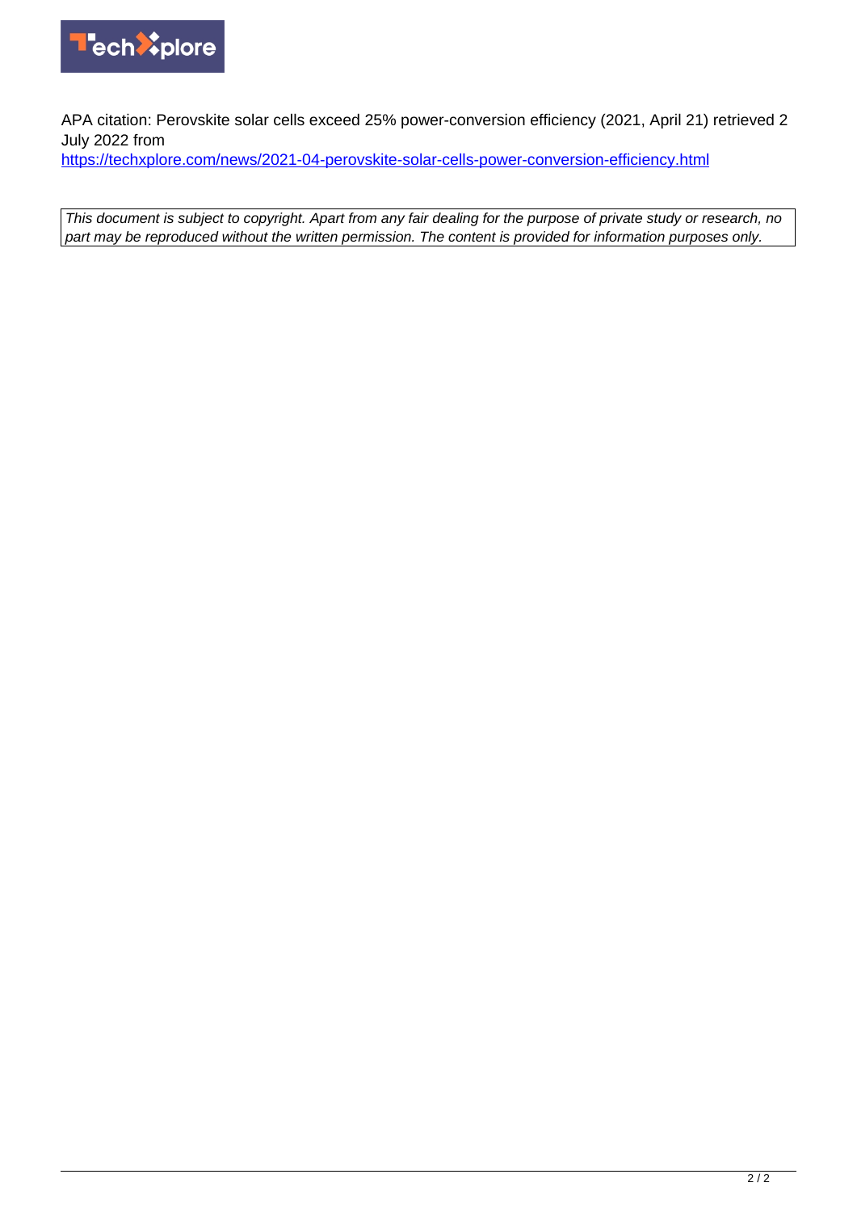APA citation: Perovskite solar cells exceed 25% power-conversion efficiency (2021, April 21) retrieved 2 July 2022 from
https://techxplore.com/news/2021-04-perovskite-solar-cells-power-conversion-efficiency.html

*This document is subject to copyright. Apart from any fair dealing for the purpose of private study or research, no part may be reproduced without the written permission. The content is provided for information purposes only.*